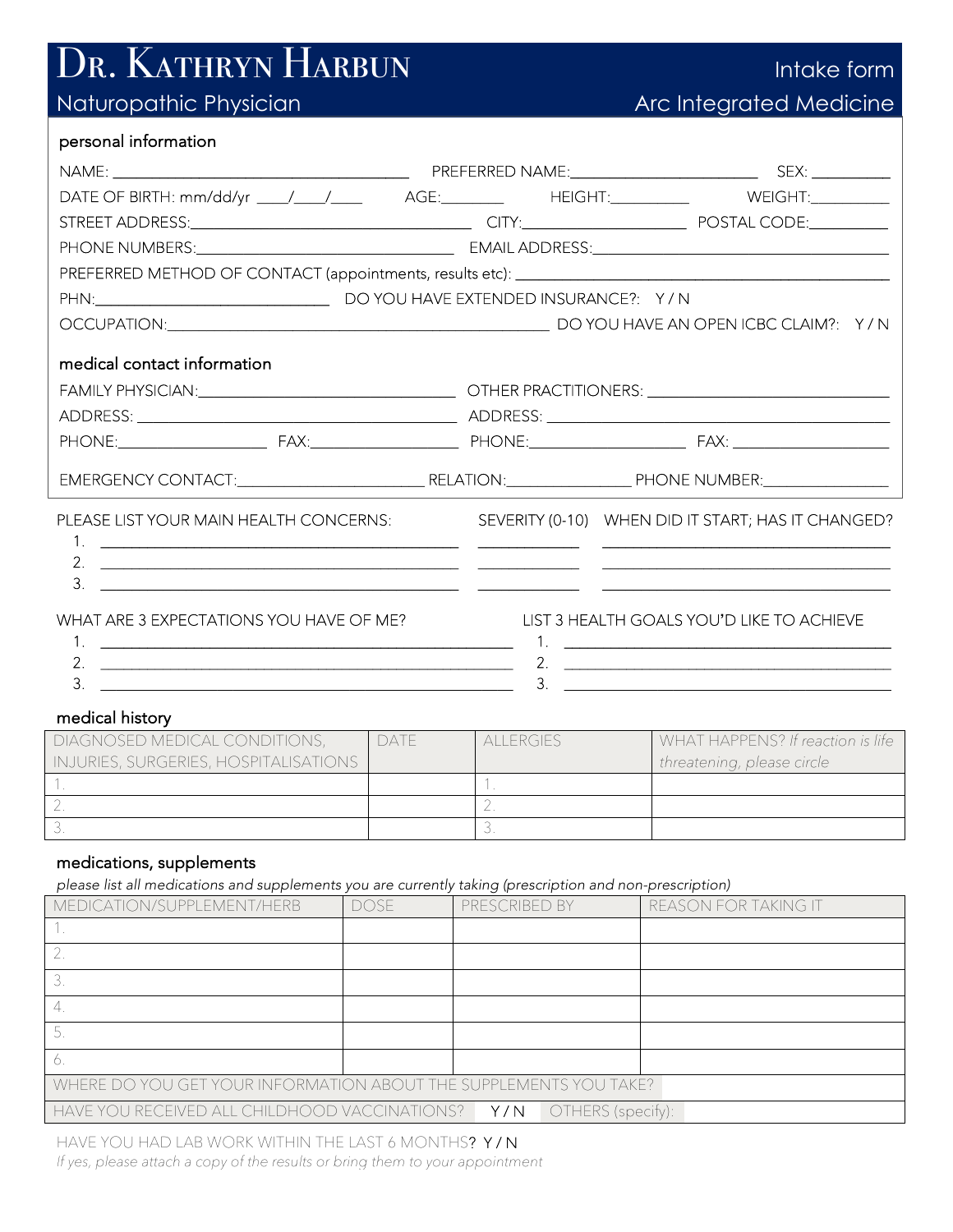# Dr. Kathryn Harbun

Naturopathic Physician

Intake form

Arc Integrated Medicine

## personal information

NAME: ______________________ PREFERRED NAME: ______________________ SEX: __________

DATE OF BIRTH: mm/dd/yr ____/____/____ AGE: ________ HEIGHT: __________ WEIGHT: __________

STREET ADDRESS: ______________________ CITY: ______________________ POSTAL CODE: __________

PHONE NUMBERS: ______________________ EMAIL ADDRESS: ______________________

PREFERRED METHOD OF CONTACT (appointments, results etc): ______________________

PHN: ______________________ DO YOU HAVE EXTENDED INSURANCE?: Y / N

OCCUPATION: ______________________ DO YOU HAVE AN OPEN ICBC CLAIM?: Y / N

## medical contact information

FAMILY PHYSICIAN: ______________________ OTHER PRACTITIONERS: ______________________

ADDRESS: ______________________ ADDRESS: ______________________

PHONE: __________ FAX: __________ PHONE: __________ FAX: __________

EMERGENCY CONTACT: ______________________ RELATION: __________ PHONE NUMBER: __________

| PLEASE LIST YOUR MAIN HEALTH CONCERNS: | SEVERITY (0-10) | WHEN DID IT START; HAS IT CHANGED? |
|---|---|---|
| 1. | | |
| 2. | | |
| 3. | | |

| WHAT ARE 3 EXPECTATIONS YOU HAVE OF ME? | LIST 3 HEALTH GOALS YOU'D LIKE TO ACHIEVE |
|---|---|
| 1. | 1. |
| 2. | 2. |
| 3. | 3. |

## medical history

| DIAGNOSED MEDICAL CONDITIONS, INJURIES, SURGERIES, HOSPITALISATIONS | DATE | ALLERGIES | WHAT HAPPENS? *If reaction is life threatening, please circle* |
|---|---|---|---|
| 1. | | 1. | |
| 2. | | 2. | |
| 3. | | 3. | |

## medications, supplements

*please list all medications and supplements you are currently taking (prescription and non-prescription)*

| MEDICATION/SUPPLEMENT/HERB | DOSE | PRESCRIBED BY | REASON FOR TAKING IT |
|---|---|---|---|
| 1. | | | |
| 2. | | | |
| 3. | | | |
| 4. | | | |
| 5. | | | |
| 6. | | | |
| WHERE DO YOU GET YOUR INFORMATION ABOUT THE SUPPLEMENTS YOU TAKE? | | | |
| HAVE YOU RECEIVED ALL CHILDHOOD VACCINATIONS? | Y / N | OTHERS (specify): | |

HAVE YOU HAD LAB WORK WITHIN THE LAST 6 MONTHS? Y / N

*If yes, please attach a copy of the results or bring them to your appointment*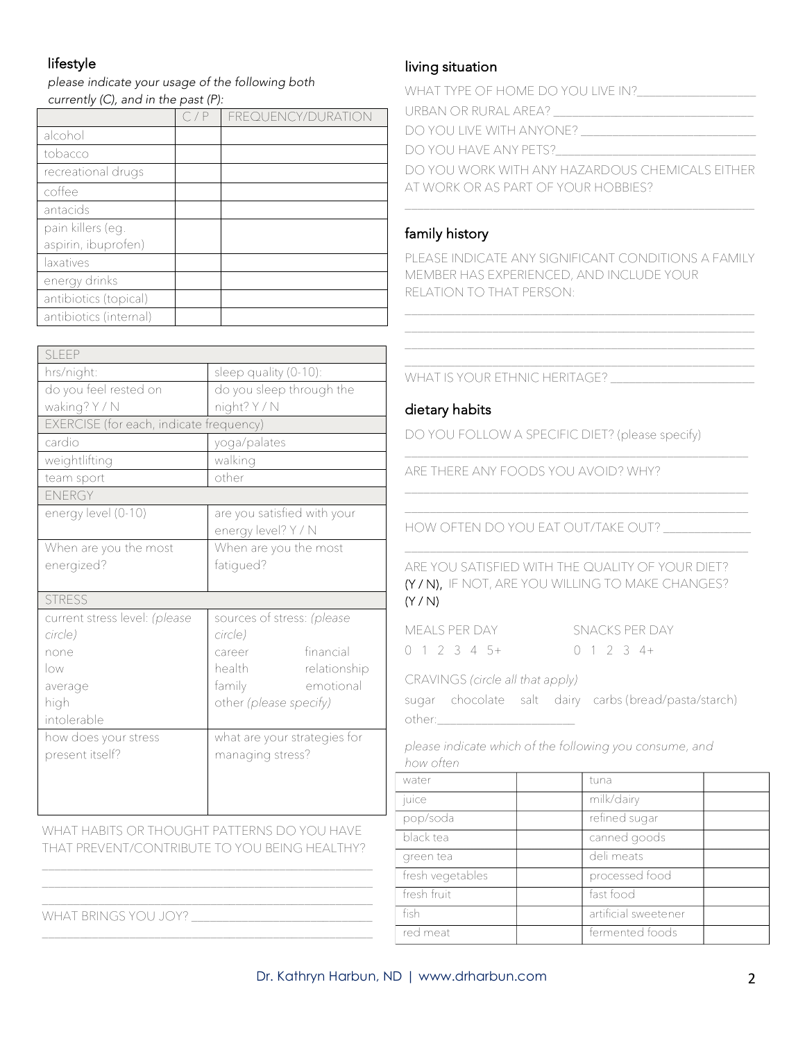## lifestyle

*please indicate your usage of the following both currently (C), and in the past (P):*

| | C / P | FREQUENCY/DURATION |
|---|---|---|
| alcohol | | |
| tobacco | | |
| recreational drugs | | |
| coffee | | |
| antacids | | |
| pain killers (eg. aspirin, ibuprofen) | | |
| laxatives | | |
| energy drinks | | |
| antibiotics (topical) | | |
| antibiotics (internal) | | |

| SLEEP | |
|---|---|
| hrs/night: | sleep quality (0-10): |
| do you feel rested on waking? Y / N | do you sleep through the night? Y / N |
| **EXERCISE (for each, indicate frequency)** | |
| cardio | yoga/palates |
| weightlifting | walking |
| team sport | other |
| **ENERGY** | |
| energy level (0-10) | are you satisfied with your energy level? Y / N |
| When are you the most energized? | When are you the most fatigued? |
| **STRESS** | |
| current stress level: *(please circle)* none low average high intolerable | sources of stress: *(please circle)* career financial health relationship family emotional other *(please specify)* |
| how does your stress present itself? | what are your strategies for managing stress? |

WHAT HABITS OR THOUGHT PATTERNS DO YOU HAVE THAT PREVENT/CONTRIBUTE TO YOU BEING HEALTHY?

___________________________________________________

___________________________________________________

___________________________________________________

WHAT BRINGS YOU JOY? ______________________________

___________________________________________________

## living situation

WHAT TYPE OF HOME DO YOU LIVE IN?__________________

URBAN OR RURAL AREA? ______________________________

DO YOU LIVE WITH ANYONE? ___________________________

DO YOU HAVE ANY PETS?______________________________

DO YOU WORK WITH ANY HAZARDOUS CHEMICALS EITHER AT WORK OR AS PART OF YOUR HOBBIES?

___________________________________________________

## family history

PLEASE INDICATE ANY SIGNIFICANT CONDITIONS A FAMILY MEMBER HAS EXPERIENCED, AND INCLUDE YOUR RELATION TO THAT PERSON:

___________________________________________________

___________________________________________________

___________________________________________________

___________________________________________________

WHAT IS YOUR ETHNIC HERITAGE? _____________________

## dietary habits

DO YOU FOLLOW A SPECIFIC DIET? (please specify)

___________________________________________________

ARE THERE ANY FOODS YOU AVOID? WHY?

___________________________________________________

___________________________________________________

HOW OFTEN DO YOU EAT OUT/TAKE OUT? _____________

___________________________________________________

ARE YOU SATISFIED WITH THE QUALITY OF YOUR DIET? (Y / N), IF NOT, ARE YOU WILLING TO MAKE CHANGES? (Y / N)

MEALS PER DAY 0 1 2 3 4 5+

SNACKS PER DAY 0 1 2 3 4+

CRAVINGS *(circle all that apply)*

sugar chocolate salt dairy carbs (bread/pasta/starch)

other:_____________________

*please indicate which of the following you consume, and how often*

| | | | |
|---|---|---|---|
| water | | tuna | |
| juice | | milk/dairy | |
| pop/soda | | refined sugar | |
| black tea | | canned goods | |
| green tea | | deli meats | |
| fresh vegetables | | processed food | |
| fresh fruit | | fast food | |
| fish | | artificial sweetener | |
| red meat | | fermented foods | |

Dr. Kathryn Harbun, ND | www.drharbun.com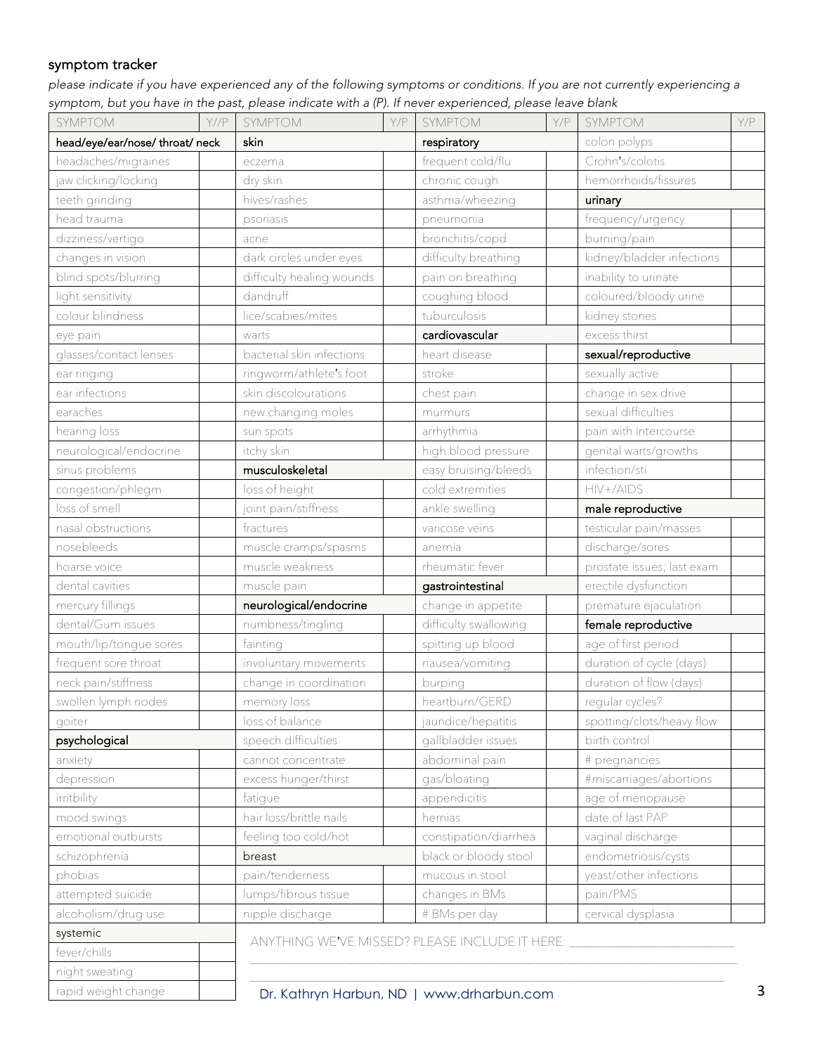## symptom tracker

*please indicate if you have experienced any of the following symptoms or conditions. If you are not currently experiencing a symptom, but you have in the past, please indicate with a (P). If never experienced, please leave blank*

| SYMPTOM | Y//P | SYMPTOM | Y/P | SYMPTOM | Y/P | SYMPTOM | Y/P |
|---|---|---|---|---|---|---|---|
| **head/eye/ear/nose/ throat/ neck** | | **skin** | | **respiratory** | | colon polyps | |
| headaches/migraines | | eczema | | frequent cold/flu | | Crohn's/colotis | |
| jaw clicking/locking | | dry skin | | chronic cough | | hemorrhoids/fissures | |
| teeth grinding | | hives/rashes | | asthma/wheezing | | **urinary** | |
| head trauma | | psoriasis | | pneumonia | | frequency/urgency | |
| dizziness/vertigo | | acne | | bronchitis/copd | | burning/pain | |
| changes in vision | | dark circles under eyes | | difficulty breathing | | kidney/bladder infections | |
| blind spots/blurring | | difficulty healing wounds | | pain on breathing | | inability to urinate | |
| light sensitivity | | dandruff | | coughing blood | | coloured/bloody urine | |
| colour blindness | | lice/scabies/mites | | tuburculosis | | kidney stones | |
| eye pain | | warts | | **cardiovascular** | | excess thirst | |
| glasses/contact lenses | | bacterial skin infections | | heart disease | | **sexual/reproductive** | |
| ear ringing | | ringworm/athlete's foot | | stroke | | sexually active | |
| ear infections | | skin discolourations | | chest pain | | change in sex drive | |
| earaches | | new.changing moles | | murmurs | | sexual difficulties | |
| hearing loss | | sun spots | | arrhythmia | | pain with intercourse | |
| neurological/endocrine | | itchy skin | | high blood pressure | | genital warts/growths | |
| sinus problems | | **musculoskeletal** | | easy bruising/bleeds | | infection/sti | |
| congestion/phlegm | | loss of height | | cold extremities | | HIV+/AIDS | |
| loss of smell | | joint pain/stiffness | | ankle swelling | | **male reproductive** | |
| nasal obstructions | | fractures | | varicose veins | | testicular pain/masses | |
| nosebleeds | | muscle cramps/spasms | | anemia | | discharge/sores | |
| hoarse voice | | muscle weakness | | rheumatic fever | | prostate issues; last exam | |
| dental cavities | | muscle pain | | **gastrointestinal** | | erectile dysfunction | |
| mercury fillings | | **neurological/endocrine** | | change in appetite | | premature ejaculation | |
| dental/Gum issues | | numbness/tingling | | difficulty swallowing | | **female reproductive** | |
| mouth/lip/tongue sores | | fainting | | spitting up blood | | age of first period | |
| frequent sore throat | | involuntary movements | | nausea/vomiting | | duration of cycle (days) | |
| neck pain/stiffness | | change in coordination | | burping | | duration of flow (days) | |
| swollen lymph nodes | | memory loss | | heartburn/GERD | | regular cycles? | |
| goiter | | loss of balance | | jaundice/hepatitis | | spotting/clots/heavy flow | |
| **psychological** | | speech difficulties | | gallbladder issues | | birth control | |
| anxiety | | cannot concentrate | | abdominal pain | | # pregnancies | |
| depression | | excess hunger/thirst | | gas/bloating | | #miscarriages/abortions | |
| irritbility | | fatigue | | appendicitis | | age of menopause | |
| mood swings | | hair loss/brittle nails | | hernias | | date of last PAP | |
| emotional outbursts | | feeling too cold/hot | | constipation/diarrhea | | vaginal discharge | |
| schizophrenia | | **breast** | | black or bloody stool | | endometriosis/cysts | |
| phobias | | pain/tenderness | | mucous in stool | | yeast/other infections | |
| attempted suicide | | lumps/fibrous tissue | | changes in BMs | | pain/PMS | |
| alcoholism/drug use | | nipple discharge | | # BMs per day | | cervical dysplasia | |
| **systemic** | | | | | | | |
| fever/chills | | | | | | | |
| night sweating | | | | | | | |
| rapid weight change | | | | | | | |

ANYTHING WE'VE MISSED? PLEASE INCLUDE IT HERE: ___________________________

_____________________________________________________________________________

_____________________________________________________________________________

Dr. Kathryn Harbun, ND | www.drharbun.com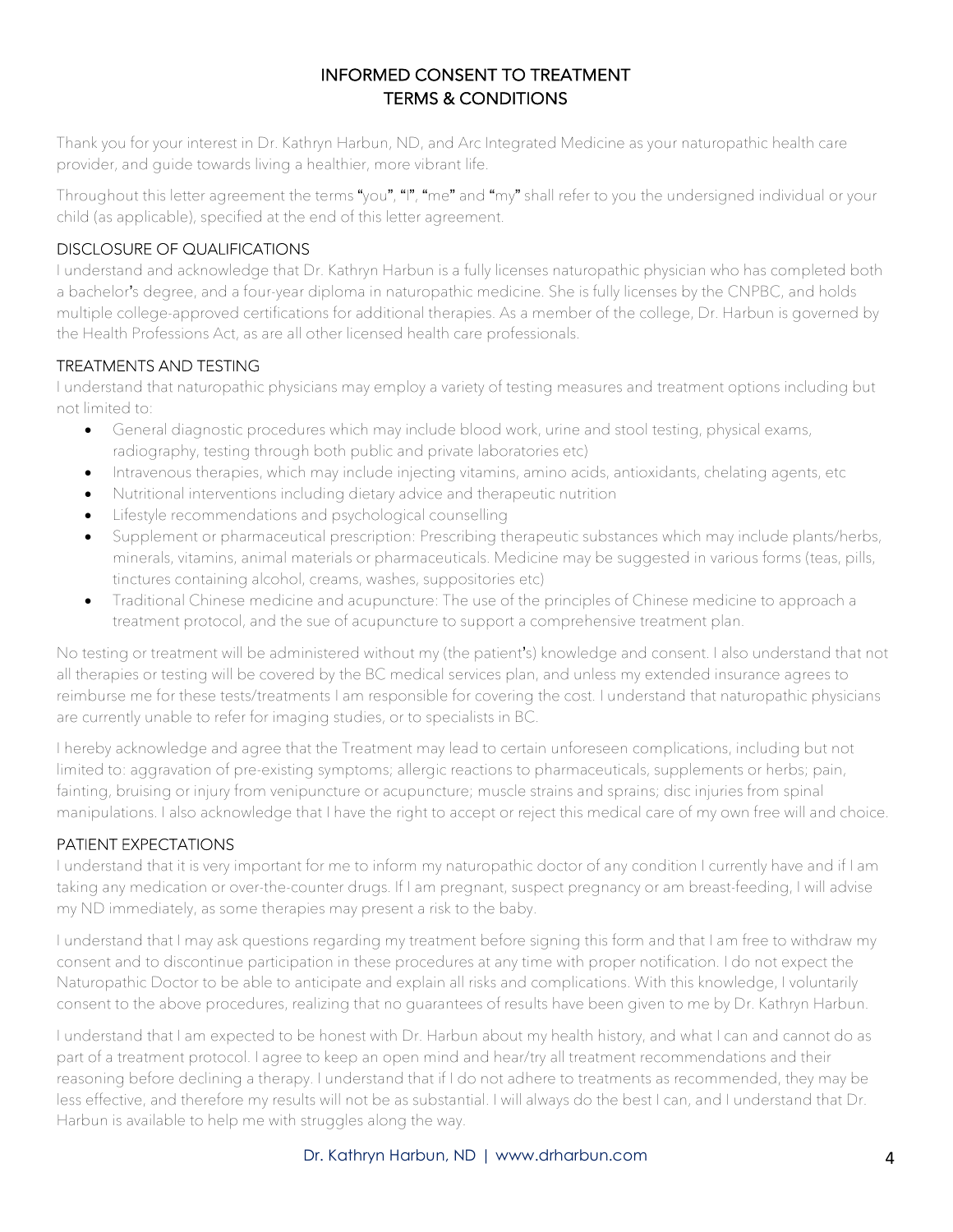# INFORMED CONSENT TO TREATMENT
# TERMS & CONDITIONS

Thank you for your interest in Dr. Kathryn Harbun, ND, and Arc Integrated Medicine as your naturopathic health care provider, and guide towards living a healthier, more vibrant life.

Throughout this letter agreement the terms "you", "I", "me" and "my" shall refer to you the undersigned individual or your child (as applicable), specified at the end of this letter agreement.

## DISCLOSURE OF QUALIFICATIONS

I understand and acknowledge that Dr. Kathryn Harbun is a fully licenses naturopathic physician who has completed both a bachelor's degree, and a four-year diploma in naturopathic medicine. She is fully licenses by the CNPBC, and holds multiple college-approved certifications for additional therapies. As a member of the college, Dr. Harbun is governed by the Health Professions Act, as are all other licensed health care professionals.

## TREATMENTS AND TESTING

I understand that naturopathic physicians may employ a variety of testing measures and treatment options including but not limited to:

- General diagnostic procedures which may include blood work, urine and stool testing, physical exams, radiography, testing through both public and private laboratories etc)
- Intravenous therapies, which may include injecting vitamins, amino acids, antioxidants, chelating agents, etc
- Nutritional interventions including dietary advice and therapeutic nutrition
- Lifestyle recommendations and psychological counselling
- Supplement or pharmaceutical prescription: Prescribing therapeutic substances which may include plants/herbs, minerals, vitamins, animal materials or pharmaceuticals. Medicine may be suggested in various forms (teas, pills, tinctures containing alcohol, creams, washes, suppositories etc)
- Traditional Chinese medicine and acupuncture: The use of the principles of Chinese medicine to approach a treatment protocol, and the sue of acupuncture to support a comprehensive treatment plan.

No testing or treatment will be administered without my (the patient's) knowledge and consent. I also understand that not all therapies or testing will be covered by the BC medical services plan, and unless my extended insurance agrees to reimburse me for these tests/treatments I am responsible for covering the cost. I understand that naturopathic physicians are currently unable to refer for imaging studies, or to specialists in BC.

I hereby acknowledge and agree that the Treatment may lead to certain unforeseen complications, including but not limited to: aggravation of pre-existing symptoms; allergic reactions to pharmaceuticals, supplements or herbs; pain, fainting, bruising or injury from venipuncture or acupuncture; muscle strains and sprains; disc injuries from spinal manipulations. I also acknowledge that I have the right to accept or reject this medical care of my own free will and choice.

## PATIENT EXPECTATIONS

I understand that it is very important for me to inform my naturopathic doctor of any condition I currently have and if I am taking any medication or over-the-counter drugs. If I am pregnant, suspect pregnancy or am breast-feeding, I will advise my ND immediately, as some therapies may present a risk to the baby.

I understand that I may ask questions regarding my treatment before signing this form and that I am free to withdraw my consent and to discontinue participation in these procedures at any time with proper notification. I do not expect the Naturopathic Doctor to be able to anticipate and explain all risks and complications. With this knowledge, I voluntarily consent to the above procedures, realizing that no guarantees of results have been given to me by Dr. Kathryn Harbun.

I understand that I am expected to be honest with Dr. Harbun about my health history, and what I can and cannot do as part of a treatment protocol. I agree to keep an open mind and hear/try all treatment recommendations and their reasoning before declining a therapy. I understand that if I do not adhere to treatments as recommended, they may be less effective, and therefore my results will not be as substantial. I will always do the best I can, and I understand that Dr. Harbun is available to help me with struggles along the way.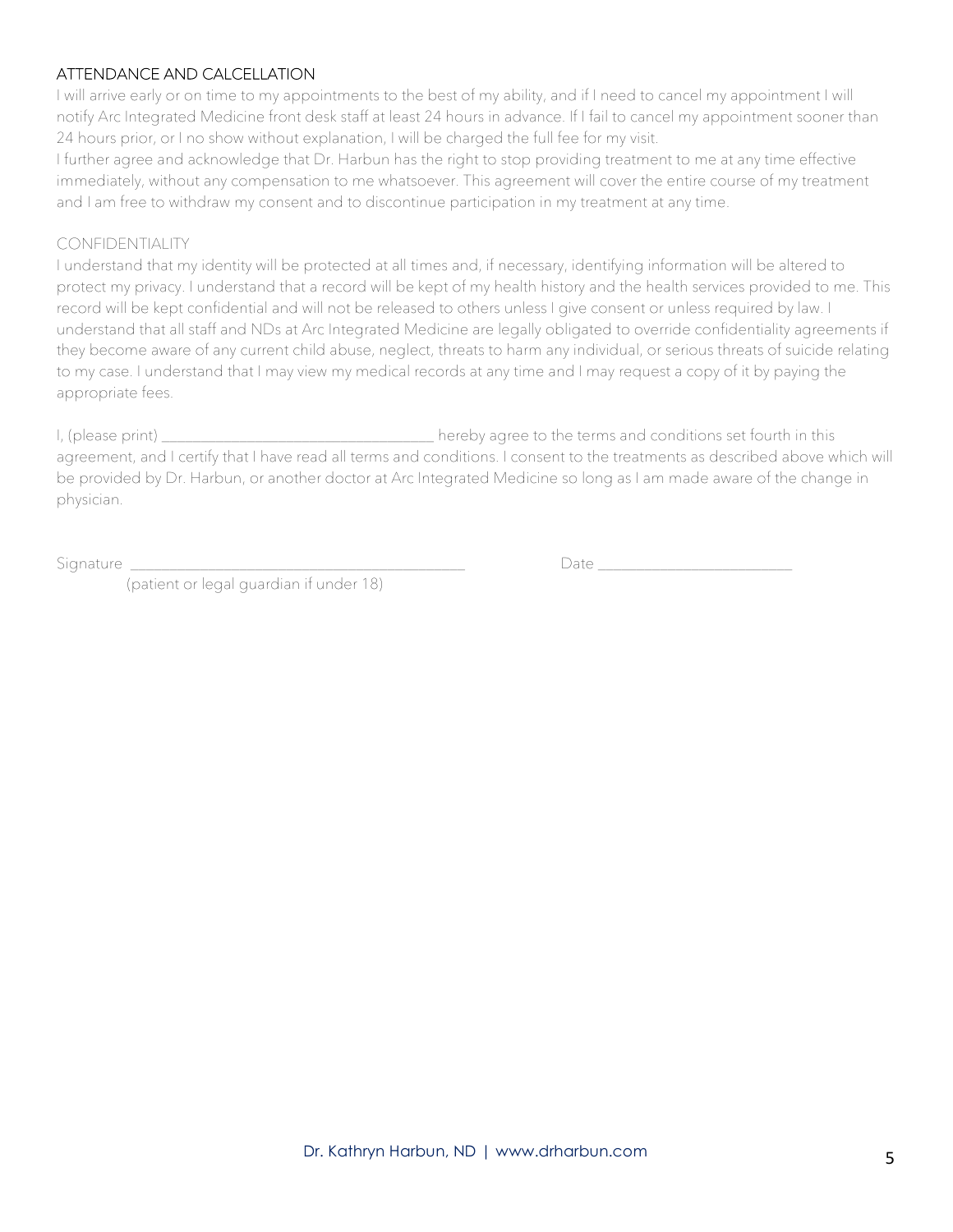## ATTENDANCE AND CALCELLATION

I will arrive early or on time to my appointments to the best of my ability, and if I need to cancel my appointment I will notify Arc Integrated Medicine front desk staff at least 24 hours in advance. If I fail to cancel my appointment sooner than 24 hours prior, or I no show without explanation, I will be charged the full fee for my visit.

I further agree and acknowledge that Dr. Harbun has the right to stop providing treatment to me at any time effective immediately, without any compensation to me whatsoever. This agreement will cover the entire course of my treatment and I am free to withdraw my consent and to discontinue participation in my treatment at any time.

## CONFIDENTIALITY

I understand that my identity will be protected at all times and, if necessary, identifying information will be altered to protect my privacy. I understand that a record will be kept of my health history and the health services provided to me. This record will be kept confidential and will not be released to others unless I give consent or unless required by law. I understand that all staff and NDs at Arc Integrated Medicine are legally obligated to override confidentiality agreements if they become aware of any current child abuse, neglect, threats to harm any individual, or serious threats of suicide relating to my case. I understand that I may view my medical records at any time and I may request a copy of it by paying the appropriate fees.

I, (please print) ___________________________________ hereby agree to the terms and conditions set fourth in this agreement, and I certify that I have read all terms and conditions. I consent to the treatments as described above which will be provided by Dr. Harbun, or another doctor at Arc Integrated Medicine so long as I am made aware of the change in physician.

Signature ___________________________________________ Date _________________________

(patient or legal guardian if under 18)

Dr. Kathryn Harbun, ND | www.drharbun.com